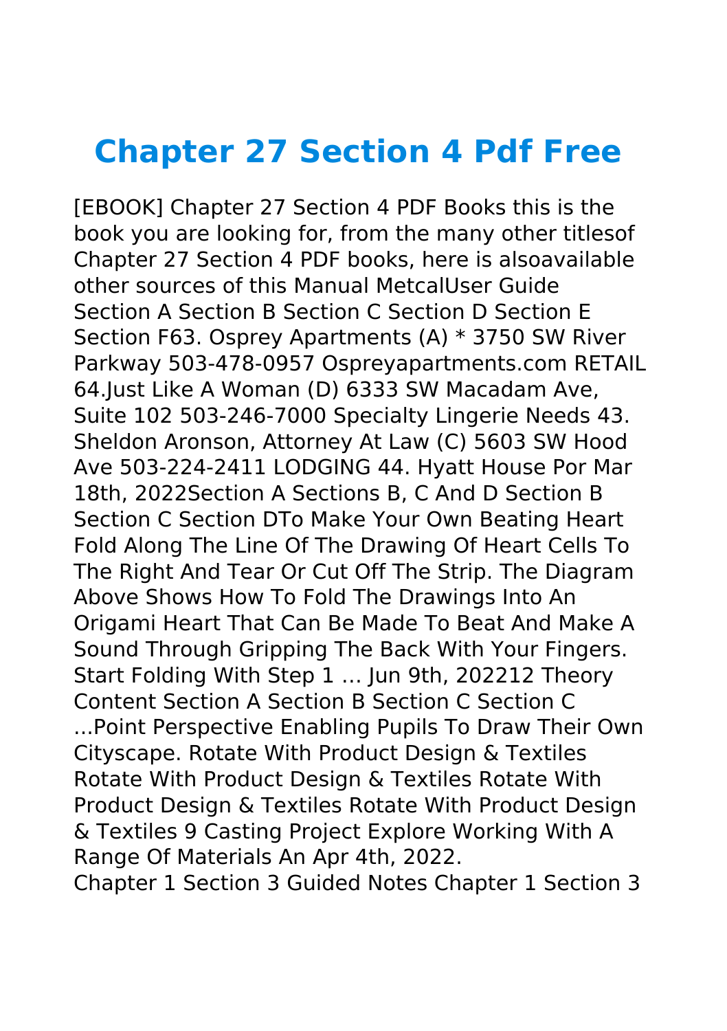# Chapter 27 Section 4 Pdf Free

[EBOOK] Chapter 27 Section 4 PDF Books this is the book you are looking for, from the many other titlesof Chapter 27 Section 4 PDF books, here is alsoavailable other sources of this Manual MetcalUser Guide Section A Section B Section C Section D Section E Section F63. Osprey Apartments (A) * 3750 SW River Parkway 503-478-0957 Ospreyapartments.com RETAIL 64.Just Like A Woman (D) 6333 SW Macadam Ave, Suite 102 503-246-7000 Specialty Lingerie Needs 43. Sheldon Aronson, Attorney At Law (C) 5603 SW Hood Ave 503-224-2411 LODGING 44. Hyatt House Por Mar 18th, 2022Section A Sections B, C And D Section B Section C Section DTo Make Your Own Beating Heart Fold Along The Line Of The Drawing Of Heart Cells To The Right And Tear Or Cut Off The Strip. The Diagram Above Shows How To Fold The Drawings Into An Origami Heart That Can Be Made To Beat And Make A Sound Through Gripping The Back With Your Fingers. Start Folding With Step 1 … Jun 9th, 202212 Theory Content Section A Section B Section C Section C ...Point Perspective Enabling Pupils To Draw Their Own Cityscape. Rotate With Product Design & Textiles Rotate With Product Design & Textiles Rotate With Product Design & Textiles Rotate With Product Design & Textiles 9 Casting Project Explore Working With A Range Of Materials An Apr 4th, 2022.

Chapter 1 Section 3 Guided Notes Chapter 1 Section 3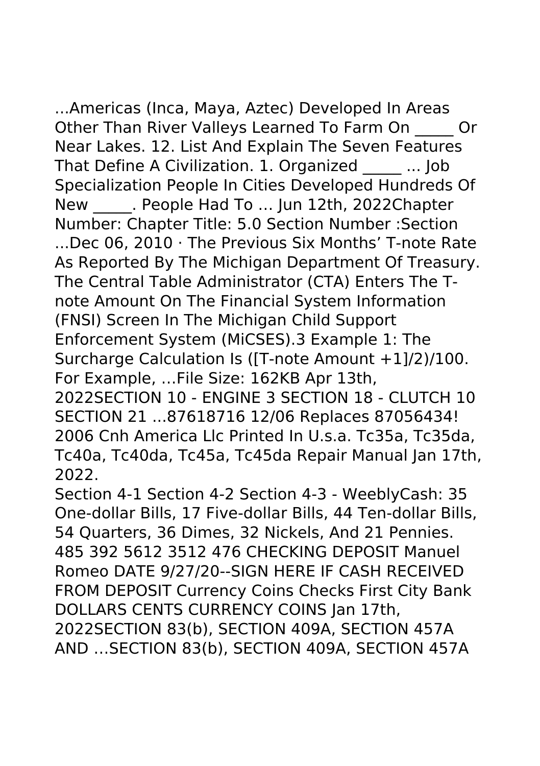...Americas (Inca, Maya, Aztec) Developed In Areas Other Than River Valleys Learned To Farm On _____ Or Near Lakes. 12. List And Explain The Seven Features That Define A Civilization. 1. Organized _____ ... Job Specialization People In Cities Developed Hundreds Of New _____. People Had To … Jun 12th, 2022Chapter Number: Chapter Title: 5.0 Section Number :Section ...Dec 06, 2010 · The Previous Six Months' T-note Rate As Reported By The Michigan Department Of Treasury. The Central Table Administrator (CTA) Enters The T-note Amount On The Financial System Information (FNSI) Screen In The Michigan Child Support Enforcement System (MiCSES).3 Example 1: The Surcharge Calculation Is ([T-note Amount +1]/2)/100. For Example, …File Size: 162KB Apr 13th, 2022SECTION 10 - ENGINE 3 SECTION 18 - CLUTCH 10 SECTION 21 ...87618716 12/06 Replaces 87056434! 2006 Cnh America Llc Printed In U.s.a. Tc35a, Tc35da, Tc40a, Tc40da, Tc45a, Tc45da Repair Manual Jan 17th, 2022.

Section 4-1 Section 4-2 Section 4-3 - WeeblyCash: 35 One-dollar Bills, 17 Five-dollar Bills, 44 Ten-dollar Bills, 54 Quarters, 36 Dimes, 32 Nickels, And 21 Pennies. 485 392 5612 3512 476 CHECKING DEPOSIT Manuel Romeo DATE 9/27/20--SIGN HERE IF CASH RECEIVED FROM DEPOSIT Currency Coins Checks First City Bank DOLLARS CENTS CURRENCY COINS Jan 17th, 2022SECTION 83(b), SECTION 409A, SECTION 457A AND …SECTION 83(b), SECTION 409A, SECTION 457A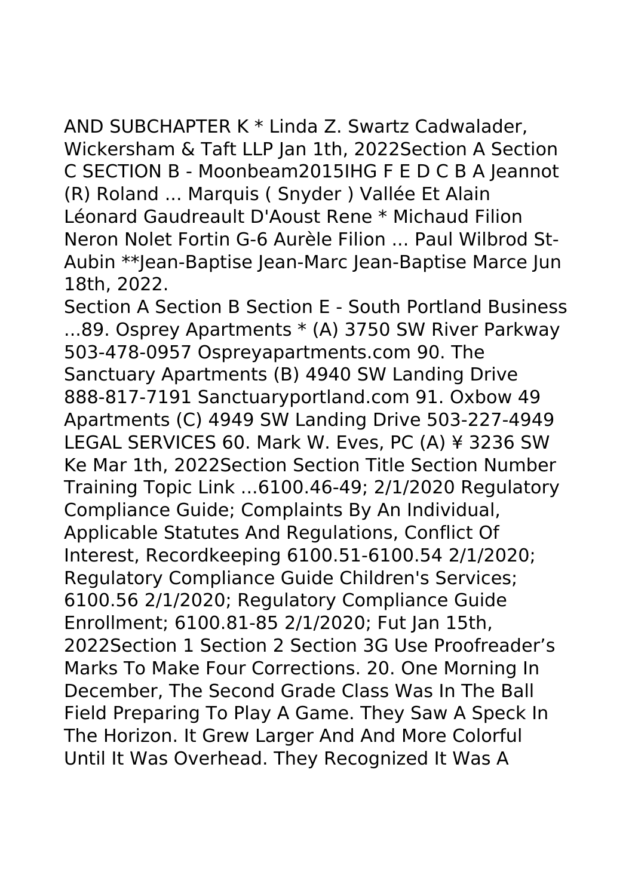AND SUBCHAPTER K * Linda Z. Swartz Cadwalader, Wickersham & Taft LLP Jan 1th, 2022Section A Section C SECTION B - Moonbeam2015IHG F E D C B A Jeannot (R) Roland ... Marquis ( Snyder ) Vallée Et Alain Léonard Gaudreault D'Aoust Rene * Michaud Filion Neron Nolet Fortin G-6 Aurèle Filion ... Paul Wilbrod St-Aubin **Jean-Baptise Jean-Marc Jean-Baptise Marce Jun 18th, 2022.

Section A Section B Section E - South Portland Business ...89. Osprey Apartments * (A) 3750 SW River Parkway 503-478-0957 Ospreyapartments.com 90. The Sanctuary Apartments (B) 4940 SW Landing Drive 888-817-7191 Sanctuaryportland.com 91. Oxbow 49 Apartments (C) 4949 SW Landing Drive 503-227-4949 LEGAL SERVICES 60. Mark W. Eves, PC (A) ¥ 3236 SW Ke Mar 1th, 2022Section Section Title Section Number Training Topic Link ...6100.46-49; 2/1/2020 Regulatory Compliance Guide; Complaints By An Individual, Applicable Statutes And Regulations, Conflict Of Interest, Recordkeeping 6100.51-6100.54 2/1/2020; Regulatory Compliance Guide Children's Services; 6100.56 2/1/2020; Regulatory Compliance Guide Enrollment; 6100.81-85 2/1/2020; Fut Jan 15th, 2022Section 1 Section 2 Section 3G Use Proofreader's Marks To Make Four Corrections. 20. One Morning In December, The Second Grade Class Was In The Ball Field Preparing To Play A Game. They Saw A Speck In The Horizon. It Grew Larger And And More Colorful Until It Was Overhead. They Recognized It Was A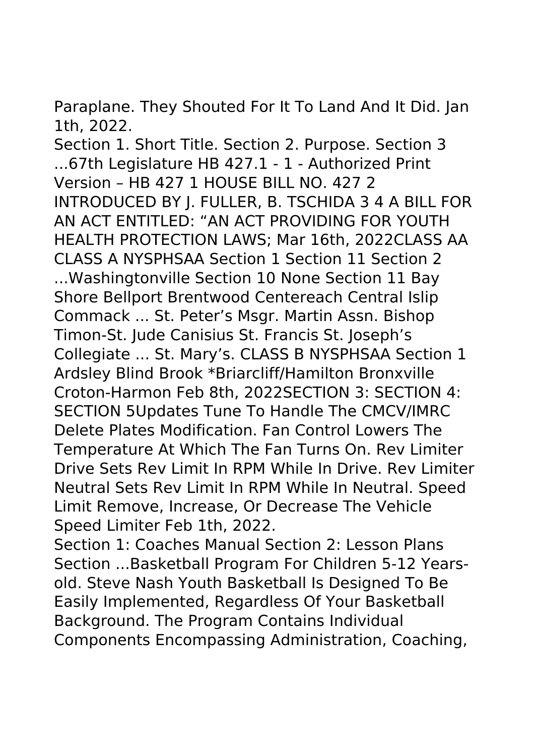Paraplane. They Shouted For It To Land And It Did. Jan 1th, 2022.

Section 1. Short Title. Section 2. Purpose. Section 3 ...67th Legislature HB 427.1 - 1 - Authorized Print Version – HB 427 1 HOUSE BILL NO. 427 2 INTRODUCED BY J. FULLER, B. TSCHIDA 3 4 A BILL FOR AN ACT ENTITLED: "AN ACT PROVIDING FOR YOUTH HEALTH PROTECTION LAWS; Mar 16th, 2022CLASS AA CLASS A NYSPHSAA Section 1 Section 11 Section 2 ...Washingtonville Section 10 None Section 11 Bay Shore Bellport Brentwood Centereach Central Islip Commack ... St. Peter's Msgr. Martin Assn. Bishop Timon-St. Jude Canisius St. Francis St. Joseph's Collegiate ... St. Mary's. CLASS B NYSPHSAA Section 1 Ardsley Blind Brook *Briarcliff/Hamilton Bronxville Croton-Harmon Feb 8th, 2022SECTION 3: SECTION 4: SECTION 5Updates Tune To Handle The CMCV/IMRC Delete Plates Modification. Fan Control Lowers The Temperature At Which The Fan Turns On. Rev Limiter Drive Sets Rev Limit In RPM While In Drive. Rev Limiter Neutral Sets Rev Limit In RPM While In Neutral. Speed Limit Remove, Increase, Or Decrease The Vehicle Speed Limiter Feb 1th, 2022.

Section 1: Coaches Manual Section 2: Lesson Plans Section ...Basketball Program For Children 5-12 Years-old. Steve Nash Youth Basketball Is Designed To Be Easily Implemented, Regardless Of Your Basketball Background. The Program Contains Individual Components Encompassing Administration, Coaching,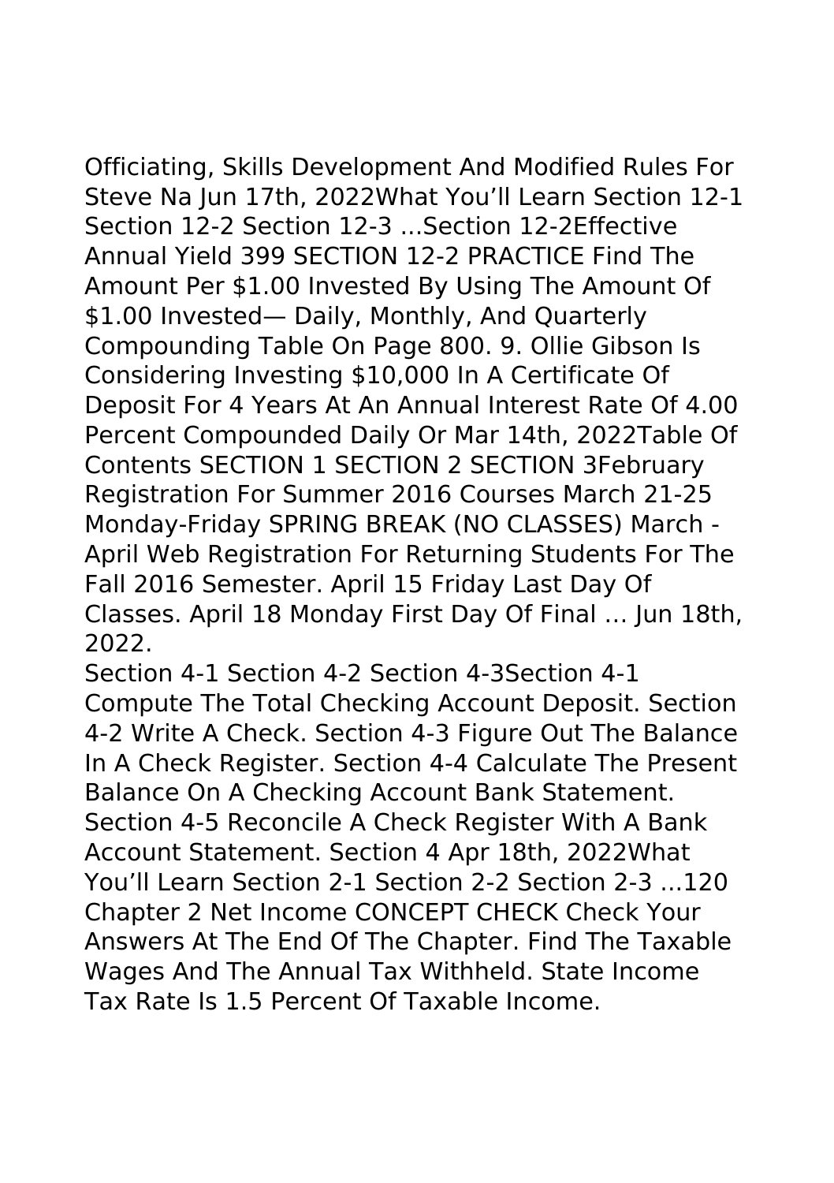Officiating, Skills Development And Modified Rules For Steve Na Jun 17th, 2022What You'll Learn Section 12-1 Section 12-2 Section 12-3 ...Section 12-2Effective Annual Yield 399 SECTION 12-2 PRACTICE Find The Amount Per $1.00 Invested By Using The Amount Of $1.00 Invested— Daily, Monthly, And Quarterly Compounding Table On Page 800. 9. Ollie Gibson Is Considering Investing $10,000 In A Certificate Of Deposit For 4 Years At An Annual Interest Rate Of 4.00 Percent Compounded Daily Or Mar 14th, 2022Table Of Contents SECTION 1 SECTION 2 SECTION 3February Registration For Summer 2016 Courses March 21-25 Monday-Friday SPRING BREAK (NO CLASSES) March - April Web Registration For Returning Students For The Fall 2016 Semester. April 15 Friday Last Day Of Classes. April 18 Monday First Day Of Final … Jun 18th, 2022.

Section 4-1 Section 4-2 Section 4-3Section 4-1 Compute The Total Checking Account Deposit. Section 4-2 Write A Check. Section 4-3 Figure Out The Balance In A Check Register. Section 4-4 Calculate The Present Balance On A Checking Account Bank Statement. Section 4-5 Reconcile A Check Register With A Bank Account Statement. Section 4 Apr 18th, 2022What You'll Learn Section 2-1 Section 2-2 Section 2-3 ...120 Chapter 2 Net Income CONCEPT CHECK Check Your Answers At The End Of The Chapter. Find The Taxable Wages And The Annual Tax Withheld. State Income Tax Rate Is 1.5 Percent Of Taxable Income.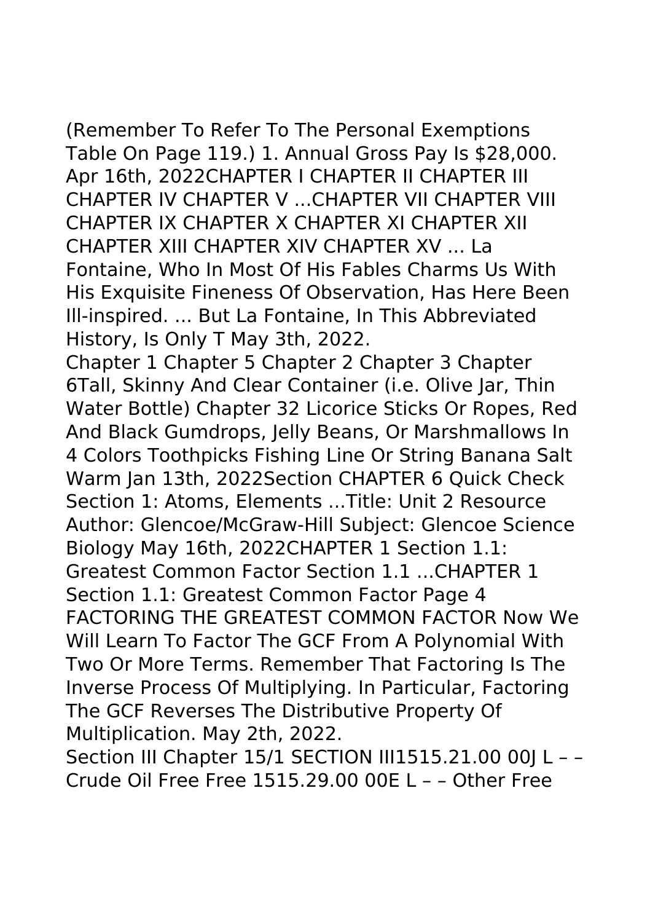(Remember To Refer To The Personal Exemptions Table On Page 119.) 1. Annual Gross Pay Is $28,000. Apr 16th, 2022CHAPTER I CHAPTER II CHAPTER III CHAPTER IV CHAPTER V ...CHAPTER VII CHAPTER VIII CHAPTER IX CHAPTER X CHAPTER XI CHAPTER XII CHAPTER XIII CHAPTER XIV CHAPTER XV ... La Fontaine, Who In Most Of His Fables Charms Us With His Exquisite Fineness Of Observation, Has Here Been Ill-inspired. ... But La Fontaine, In This Abbreviated History, Is Only T May 3th, 2022.

Chapter 1 Chapter 5 Chapter 2 Chapter 3 Chapter 6Tall, Skinny And Clear Container (i.e. Olive Jar, Thin Water Bottle) Chapter 32 Licorice Sticks Or Ropes, Red And Black Gumdrops, Jelly Beans, Or Marshmallows In 4 Colors Toothpicks Fishing Line Or String Banana Salt Warm Jan 13th, 2022Section CHAPTER 6 Quick Check Section 1: Atoms, Elements ...Title: Unit 2 Resource Author: Glencoe/McGraw-Hill Subject: Glencoe Science Biology May 16th, 2022CHAPTER 1 Section 1.1: Greatest Common Factor Section 1.1 ...CHAPTER 1 Section 1.1: Greatest Common Factor Page 4 FACTORING THE GREATEST COMMON FACTOR Now We Will Learn To Factor The GCF From A Polynomial With Two Or More Terms. Remember That Factoring Is The Inverse Process Of Multiplying. In Particular, Factoring The GCF Reverses The Distributive Property Of Multiplication. May 2th, 2022.

Section III Chapter 15/1 SECTION III1515.21.00 00J L – – Crude Oil Free Free 1515.29.00 00E L – – Other Free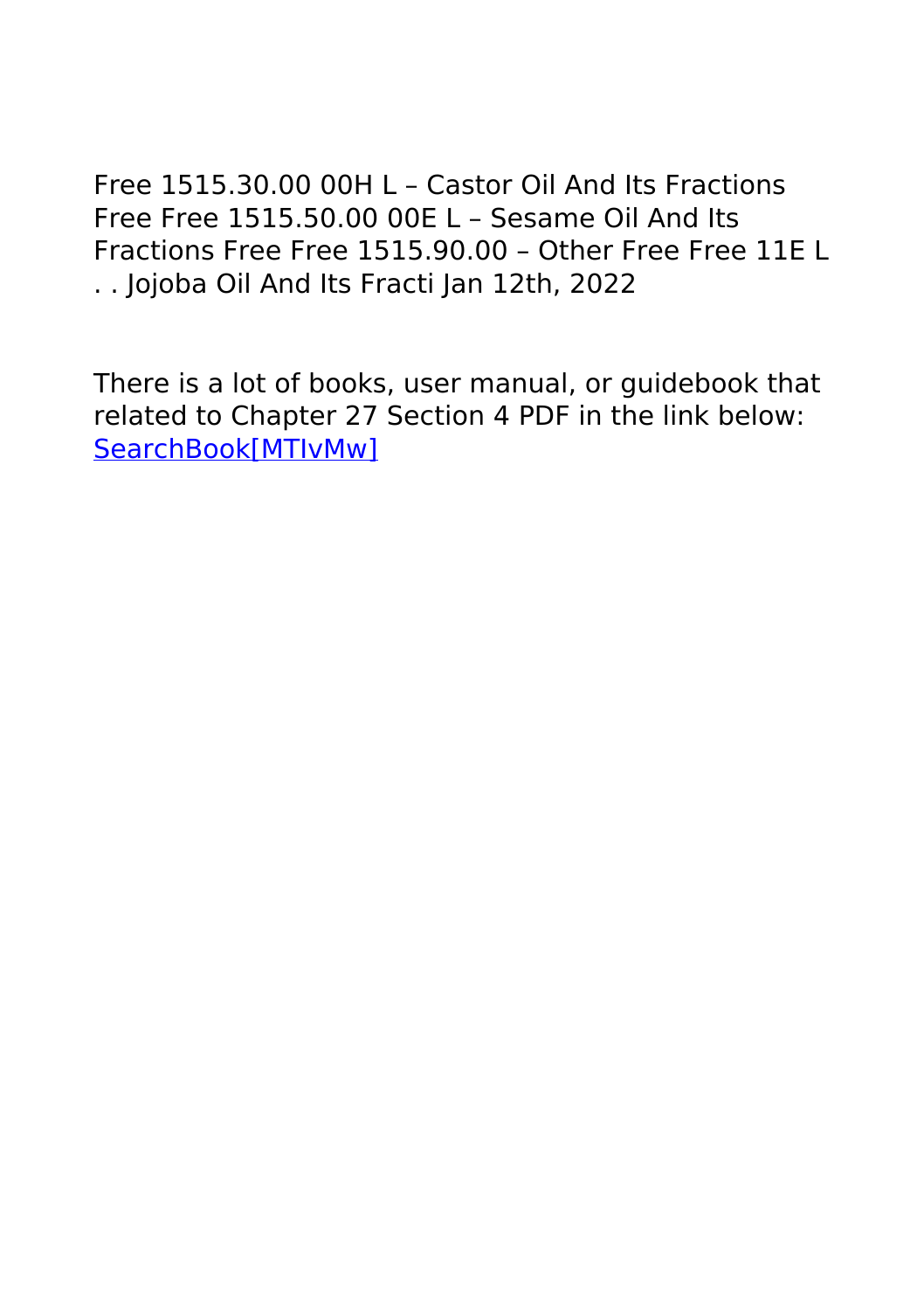Free 1515.30.00 00H L – Castor Oil And Its Fractions Free Free 1515.50.00 00E L – Sesame Oil And Its Fractions Free Free 1515.90.00 – Other Free Free 11E L . . Jojoba Oil And Its Fracti Jan 12th, 2022

There is a lot of books, user manual, or guidebook that related to Chapter 27 Section 4 PDF in the link below:
SearchBook[MTIvMw]